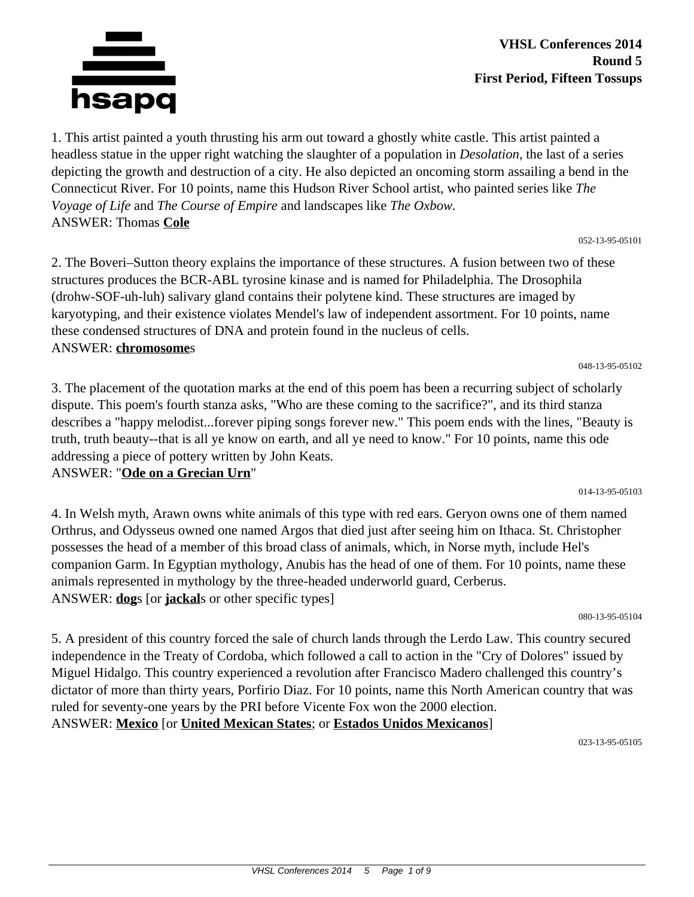**VHSL Conferences 2014**
**Round 5**
**First Period, Fifteen Tossups**

1. This artist painted a youth thrusting his arm out toward a ghostly white castle. This artist painted a headless statue in the upper right watching the slaughter of a population in *Desolation*, the last of a series depicting the growth and destruction of a city. He also depicted an oncoming storm assailing a bend in the Connecticut River. For 10 points, name this Hudson River School artist, who painted series like *The Voyage of Life* and *The Course of Empire* and landscapes like *The Oxbow.*
ANSWER: Thomas **Cole**

052-13-95-05101

2. The Boveri–Sutton theory explains the importance of these structures. A fusion between two of these structures produces the BCR-ABL tyrosine kinase and is named for Philadelphia. The Drosophila (drohw-SOF-uh-luh) salivary gland contains their polytene kind. These structures are imaged by karyotyping, and their existence violates Mendel's law of independent assortment. For 10 points, name these condensed structures of DNA and protein found in the nucleus of cells.
ANSWER: **chromosome**s

048-13-95-05102

3. The placement of the quotation marks at the end of this poem has been a recurring subject of scholarly dispute. This poem's fourth stanza asks, "Who are these coming to the sacrifice?", and its third stanza describes a "happy melodist...forever piping songs forever new." This poem ends with the lines, "Beauty is truth, truth beauty--that is all ye know on earth, and all ye need to know." For 10 points, name this ode addressing a piece of pottery written by John Keats.
ANSWER: "**Ode on a Grecian Urn**"

014-13-95-05103

4. In Welsh myth, Arawn owns white animals of this type with red ears. Geryon owns one of them named Orthrus, and Odysseus owned one named Argos that died just after seeing him on Ithaca. St. Christopher possesses the head of a member of this broad class of animals, which, in Norse myth, include Hel's companion Garm. In Egyptian mythology, Anubis has the head of one of them. For 10 points, name these animals represented in mythology by the three-headed underworld guard, Cerberus.
ANSWER: **dog**s [or **jackal**s or other specific types]

080-13-95-05104

5. A president of this country forced the sale of church lands through the Lerdo Law. This country secured independence in the Treaty of Cordoba, which followed a call to action in the "Cry of Dolores" issued by Miguel Hidalgo. This country experienced a revolution after Francisco Madero challenged this country's dictator of more than thirty years, Porfirio Diaz. For 10 points, name this North American country that was ruled for seventy-one years by the PRI before Vicente Fox won the 2000 election.
ANSWER: **Mexico** [or **United Mexican States**; or **Estados Unidos Mexicanos**]

023-13-95-05105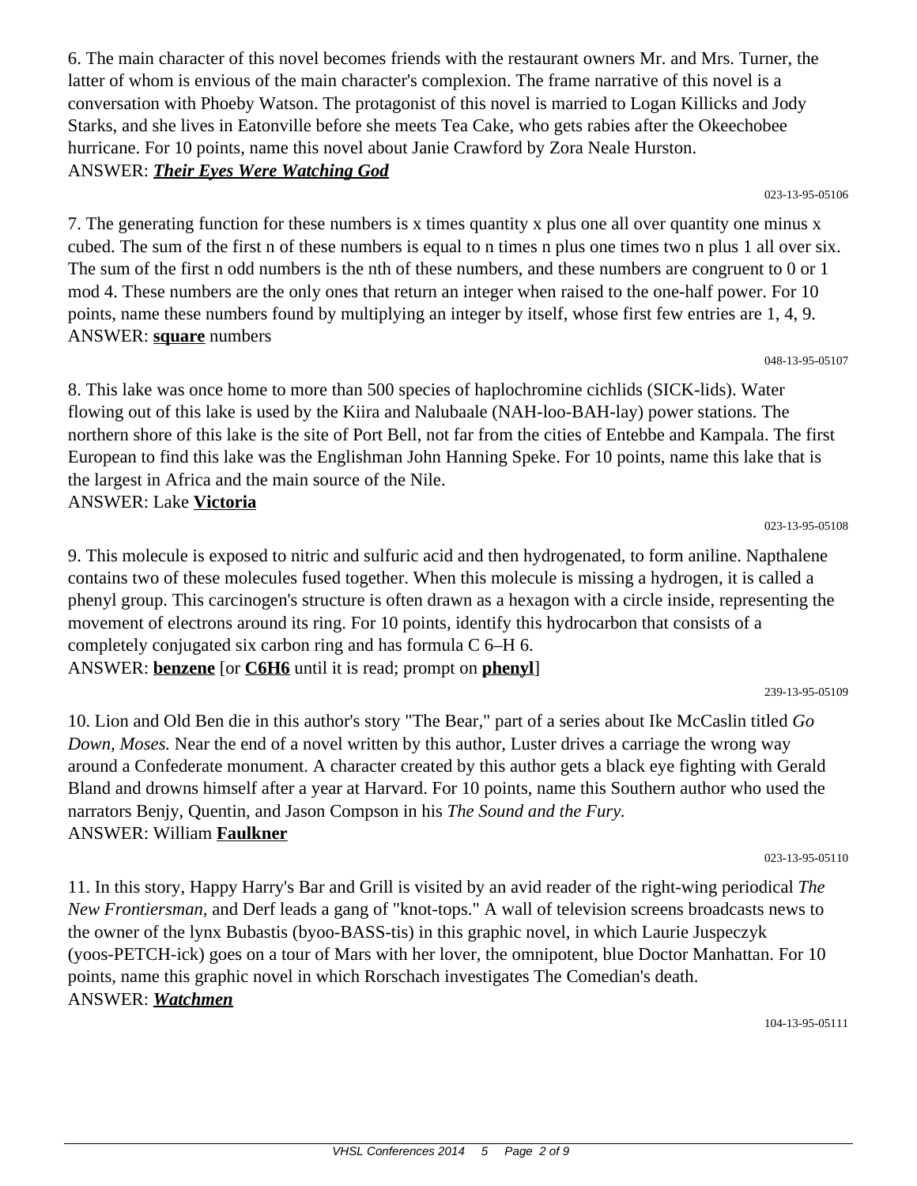6. The main character of this novel becomes friends with the restaurant owners Mr. and Mrs. Turner, the latter of whom is envious of the main character's complexion. The frame narrative of this novel is a conversation with Phoeby Watson. The protagonist of this novel is married to Logan Killicks and Jody Starks, and she lives in Eatonville before she meets Tea Cake, who gets rabies after the Okeechobee hurricane. For 10 points, name this novel about Janie Crawford by Zora Neale Hurston.
ANSWER: ***Their Eyes Were Watching God***

023-13-95-05106

7. The generating function for these numbers is x times quantity x plus one all over quantity one minus x cubed. The sum of the first n of these numbers is equal to n times n plus one times two n plus 1 all over six. The sum of the first n odd numbers is the nth of these numbers, and these numbers are congruent to 0 or 1 mod 4. These numbers are the only ones that return an integer when raised to the one-half power. For 10 points, name these numbers found by multiplying an integer by itself, whose first few entries are 1, 4, 9.
ANSWER: **square** numbers

048-13-95-05107

8. This lake was once home to more than 500 species of haplochromine cichlids (SICK-lids). Water flowing out of this lake is used by the Kiira and Nalubaale (NAH-loo-BAH-lay) power stations. The northern shore of this lake is the site of Port Bell, not far from the cities of Entebbe and Kampala. The first European to find this lake was the Englishman John Hanning Speke. For 10 points, name this lake that is the largest in Africa and the main source of the Nile.
ANSWER: Lake **Victoria**

023-13-95-05108

9. This molecule is exposed to nitric and sulfuric acid and then hydrogenated, to form aniline. Napthalene contains two of these molecules fused together. When this molecule is missing a hydrogen, it is called a phenyl group. This carcinogen's structure is often drawn as a hexagon with a circle inside, representing the movement of electrons around its ring. For 10 points, identify this hydrocarbon that consists of a completely conjugated six carbon ring and has formula C 6–H 6.
ANSWER: **benzene** [or **C6H6** until it is read; prompt on **phenyl**]

239-13-95-05109

10. Lion and Old Ben die in this author's story "The Bear," part of a series about Ike McCaslin titled *Go Down, Moses.* Near the end of a novel written by this author, Luster drives a carriage the wrong way around a Confederate monument. A character created by this author gets a black eye fighting with Gerald Bland and drowns himself after a year at Harvard. For 10 points, name this Southern author who used the narrators Benjy, Quentin, and Jason Compson in his *The Sound and the Fury.*
ANSWER: William **Faulkner**

023-13-95-05110

11. In this story, Happy Harry's Bar and Grill is visited by an avid reader of the right-wing periodical *The New Frontiersman,* and Derf leads a gang of "knot-tops." A wall of television screens broadcasts news to the owner of the lynx Bubastis (byoo-BASS-tis) in this graphic novel, in which Laurie Juspeczyk (yoos-PETCH-ick) goes on a tour of Mars with her lover, the omnipotent, blue Doctor Manhattan. For 10 points, name this graphic novel in which Rorschach investigates The Comedian's death.
ANSWER: ***Watchmen***

104-13-95-05111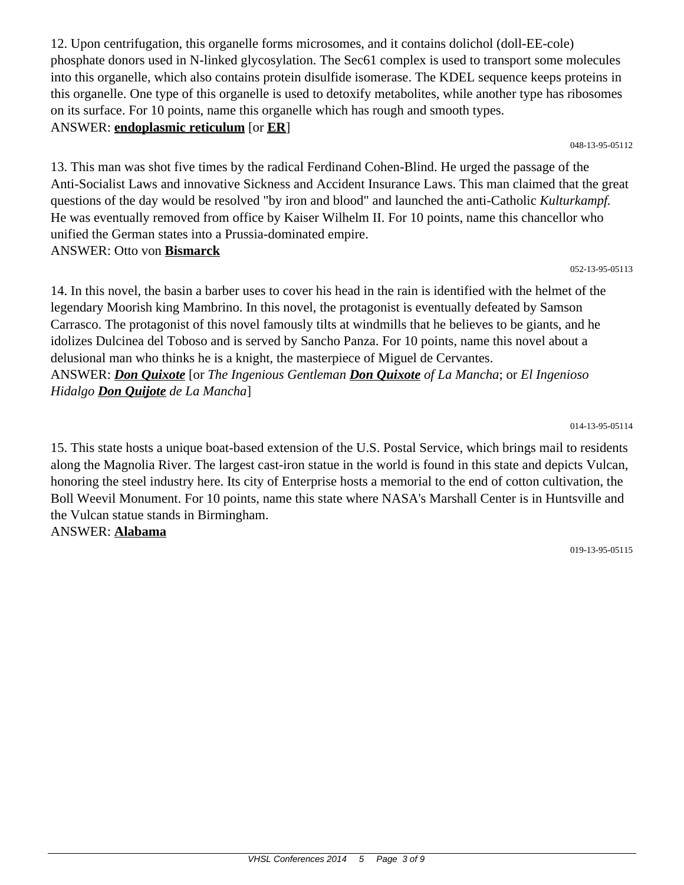12. Upon centrifugation, this organelle forms microsomes, and it contains dolichol (doll-EE-cole) phosphate donors used in N-linked glycosylation. The Sec61 complex is used to transport some molecules into this organelle, which also contains protein disulfide isomerase. The KDEL sequence keeps proteins in this organelle. One type of this organelle is used to detoxify metabolites, while another type has ribosomes on its surface. For 10 points, name this organelle which has rough and smooth types.
ANSWER: **endoplasmic reticulum** [or **ER**]

048-13-95-05112

13. This man was shot five times by the radical Ferdinand Cohen-Blind. He urged the passage of the Anti-Socialist Laws and innovative Sickness and Accident Insurance Laws. This man claimed that the great questions of the day would be resolved "by iron and blood" and launched the anti-Catholic *Kulturkampf.* He was eventually removed from office by Kaiser Wilhelm II. For 10 points, name this chancellor who unified the German states into a Prussia-dominated empire.
ANSWER: Otto von **Bismarck**

052-13-95-05113

14. In this novel, the basin a barber uses to cover his head in the rain is identified with the helmet of the legendary Moorish king Mambrino. In this novel, the protagonist is eventually defeated by Samson Carrasco. The protagonist of this novel famously tilts at windmills that he believes to be giants, and he idolizes Dulcinea del Toboso and is served by Sancho Panza. For 10 points, name this novel about a delusional man who thinks he is a knight, the masterpiece of Miguel de Cervantes.
ANSWER: ***Don Quixote*** [or *The Ingenious Gentleman* ***Don Quixote*** *of La Mancha*; or *El Ingenioso Hidalgo* ***Don Quijote*** *de La Mancha*]

014-13-95-05114

15. This state hosts a unique boat-based extension of the U.S. Postal Service, which brings mail to residents along the Magnolia River. The largest cast-iron statue in the world is found in this state and depicts Vulcan, honoring the steel industry here. Its city of Enterprise hosts a memorial to the end of cotton cultivation, the Boll Weevil Monument. For 10 points, name this state where NASA's Marshall Center is in Huntsville and the Vulcan statue stands in Birmingham.
ANSWER: **Alabama**

019-13-95-05115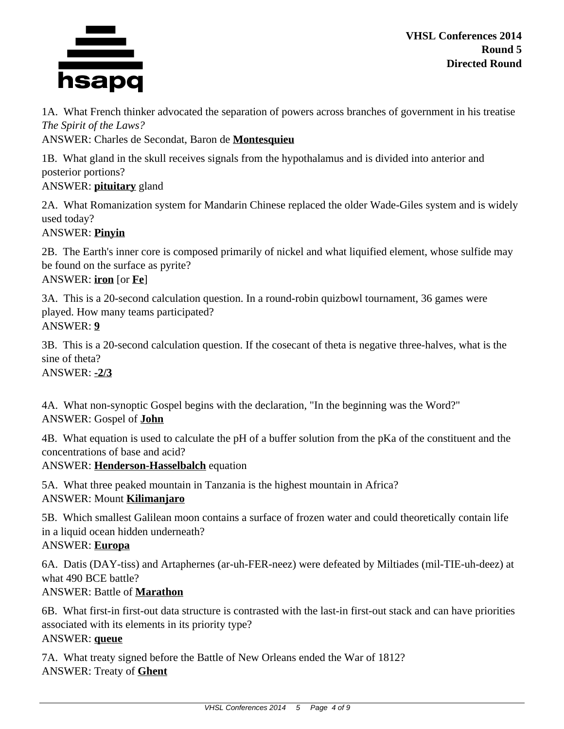1A. What French thinker advocated the separation of powers across branches of government in his treatise *The Spirit of the Laws?*
ANSWER: Charles de Secondat, Baron de **Montesquieu**

1B. What gland in the skull receives signals from the hypothalamus and is divided into anterior and posterior portions?
ANSWER: **pituitary** gland

2A. What Romanization system for Mandarin Chinese replaced the older Wade-Giles system and is widely used today?
ANSWER: **Pinyin**

2B. The Earth's inner core is composed primarily of nickel and what liquified element, whose sulfide may be found on the surface as pyrite?
ANSWER: **iron** [or **Fe**]

3A. This is a 20-second calculation question. In a round-robin quizbowl tournament, 36 games were played. How many teams participated?
ANSWER: **9**

3B. This is a 20-second calculation question. If the cosecant of theta is negative three-halves, what is the sine of theta?
ANSWER: **-2/3**

4A. What non-synoptic Gospel begins with the declaration, "In the beginning was the Word?"
ANSWER: Gospel of **John**

4B. What equation is used to calculate the pH of a buffer solution from the pKa of the constituent and the concentrations of base and acid?
ANSWER: **Henderson-Hasselbalch** equation

5A. What three peaked mountain in Tanzania is the highest mountain in Africa?
ANSWER: Mount **Kilimanjaro**

5B. Which smallest Galilean moon contains a surface of frozen water and could theoretically contain life in a liquid ocean hidden underneath?
ANSWER: **Europa**

6A. Datis (DAY-tiss) and Artaphernes (ar-uh-FER-neez) were defeated by Miltiades (mil-TIE-uh-deez) at what 490 BCE battle?
ANSWER: Battle of **Marathon**

6B. What first-in first-out data structure is contrasted with the last-in first-out stack and can have priorities associated with its elements in its priority type?
ANSWER: **queue**

7A. What treaty signed before the Battle of New Orleans ended the War of 1812?
ANSWER: Treaty of **Ghent**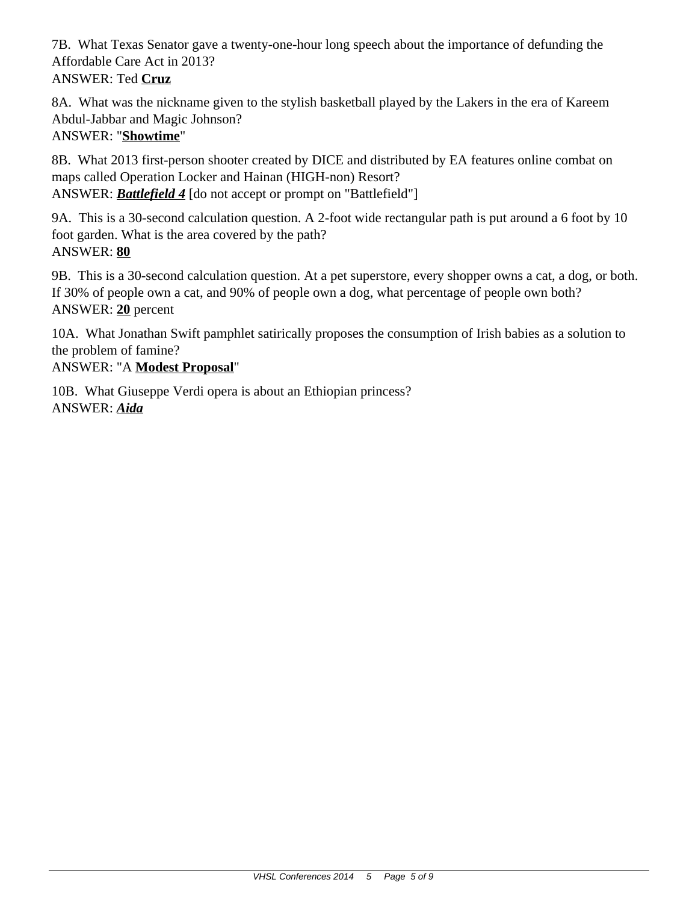7B. What Texas Senator gave a twenty-one-hour long speech about the importance of defunding the Affordable Care Act in 2013?
ANSWER: Ted **Cruz**

8A. What was the nickname given to the stylish basketball played by the Lakers in the era of Kareem Abdul-Jabbar and Magic Johnson?
ANSWER: "**Showtime**"

8B. What 2013 first-person shooter created by DICE and distributed by EA features online combat on maps called Operation Locker and Hainan (HIGH-non) Resort?
ANSWER: ***Battlefield 4*** [do not accept or prompt on "Battlefield"]

9A. This is a 30-second calculation question. A 2-foot wide rectangular path is put around a 6 foot by 10 foot garden. What is the area covered by the path?
ANSWER: **80**

9B. This is a 30-second calculation question. At a pet superstore, every shopper owns a cat, a dog, or both. If 30% of people own a cat, and 90% of people own a dog, what percentage of people own both?
ANSWER: **20** percent

10A. What Jonathan Swift pamphlet satirically proposes the consumption of Irish babies as a solution to the problem of famine?
ANSWER: "A **Modest Proposal**"

10B. What Giuseppe Verdi opera is about an Ethiopian princess?
ANSWER: ***Aida***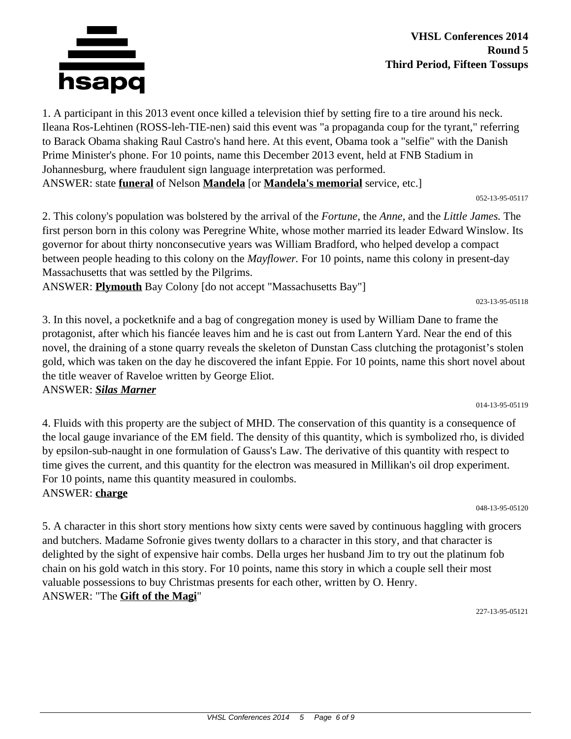**VHSL Conferences 2014**
**Round 5**
**Third Period, Fifteen Tossups**

1. A participant in this 2013 event once killed a television thief by setting fire to a tire around his neck. Ileana Ros-Lehtinen (ROSS-leh-TIE-nen) said this event was "a propaganda coup for the tyrant," referring to Barack Obama shaking Raul Castro's hand here. At this event, Obama took a "selfie" with the Danish Prime Minister's phone. For 10 points, name this December 2013 event, held at FNB Stadium in Johannesburg, where fraudulent sign language interpretation was performed.
ANSWER: state **funeral** of Nelson **Mandela** [or **Mandela's memorial** service, etc.]

052-13-95-05117

2. This colony's population was bolstered by the arrival of the *Fortune*, the *Anne*, and the *Little James.* The first person born in this colony was Peregrine White, whose mother married its leader Edward Winslow. Its governor for about thirty nonconsecutive years was William Bradford, who helped develop a compact between people heading to this colony on the *Mayflower.* For 10 points, name this colony in present-day Massachusetts that was settled by the Pilgrims.
ANSWER: **Plymouth** Bay Colony [do not accept "Massachusetts Bay"]

023-13-95-05118

3. In this novel, a pocketknife and a bag of congregation money is used by William Dane to frame the protagonist, after which his fiancée leaves him and he is cast out from Lantern Yard. Near the end of this novel, the draining of a stone quarry reveals the skeleton of Dunstan Cass clutching the protagonist's stolen gold, which was taken on the day he discovered the infant Eppie. For 10 points, name this short novel about the title weaver of Raveloe written by George Eliot.
ANSWER: ***Silas Marner***

014-13-95-05119

4. Fluids with this property are the subject of MHD. The conservation of this quantity is a consequence of the local gauge invariance of the EM field. The density of this quantity, which is symbolized rho, is divided by epsilon-sub-naught in one formulation of Gauss's Law. The derivative of this quantity with respect to time gives the current, and this quantity for the electron was measured in Millikan's oil drop experiment. For 10 points, name this quantity measured in coulombs.
ANSWER: **charge**

048-13-95-05120

5. A character in this short story mentions how sixty cents were saved by continuous haggling with grocers and butchers. Madame Sofronie gives twenty dollars to a character in this story, and that character is delighted by the sight of expensive hair combs. Della urges her husband Jim to try out the platinum fob chain on his gold watch in this story. For 10 points, name this story in which a couple sell their most valuable possessions to buy Christmas presents for each other, written by O. Henry.
ANSWER: "The **Gift of the Magi**"

227-13-95-05121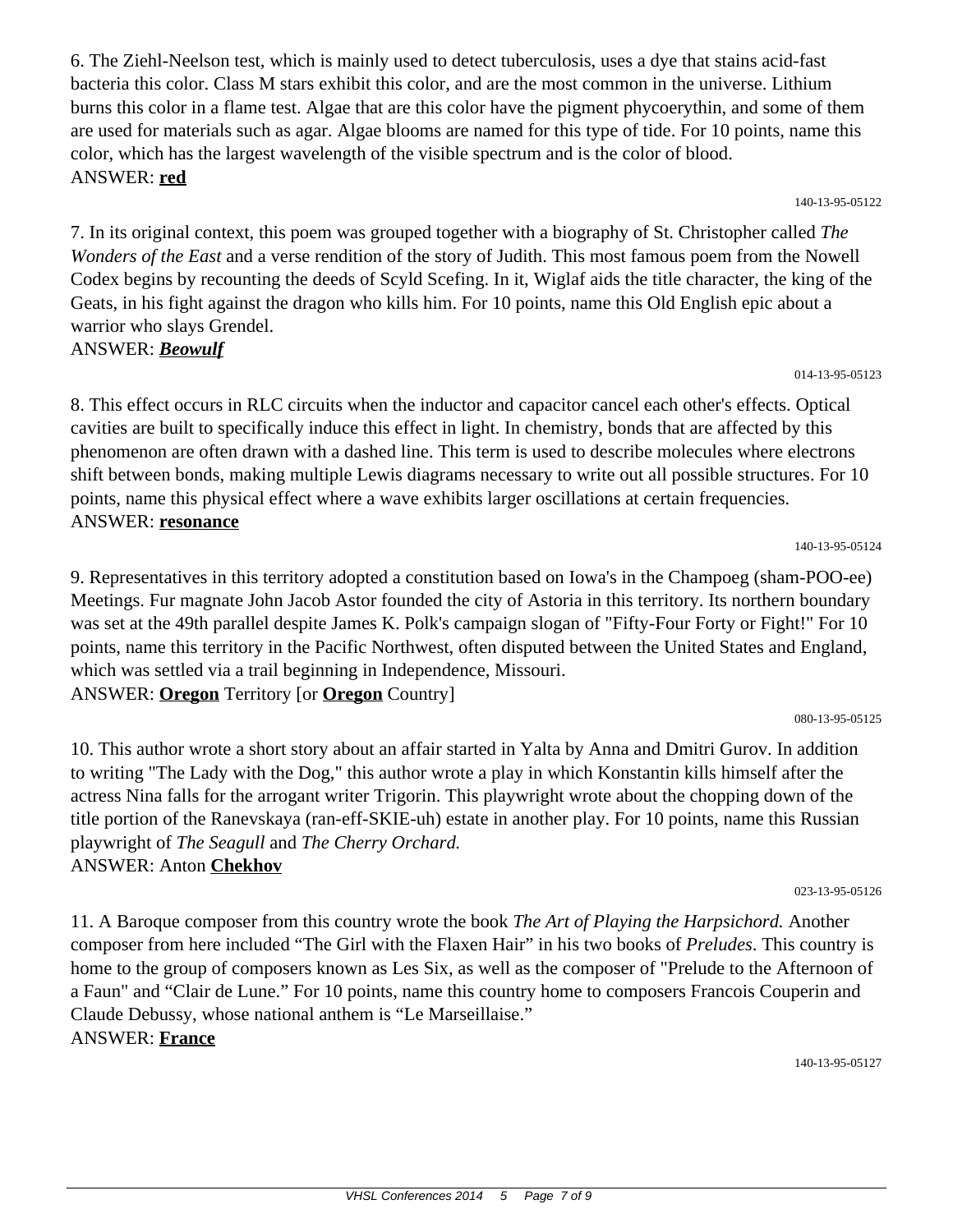6. The Ziehl-Neelson test, which is mainly used to detect tuberculosis, uses a dye that stains acid-fast bacteria this color. Class M stars exhibit this color, and are the most common in the universe. Lithium burns this color in a flame test. Algae that are this color have the pigment phycoerythin, and some of them are used for materials such as agar. Algae blooms are named for this type of tide. For 10 points, name this color, which has the largest wavelength of the visible spectrum and is the color of blood.
ANSWER: **red**

140-13-95-05122

7. In its original context, this poem was grouped together with a biography of St. Christopher called *The Wonders of the East* and a verse rendition of the story of Judith. This most famous poem from the Nowell Codex begins by recounting the deeds of Scyld Scefing. In it, Wiglaf aids the title character, the king of the Geats, in his fight against the dragon who kills him. For 10 points, name this Old English epic about a warrior who slays Grendel.
ANSWER: ***Beowulf***

014-13-95-05123

8. This effect occurs in RLC circuits when the inductor and capacitor cancel each other's effects. Optical cavities are built to specifically induce this effect in light. In chemistry, bonds that are affected by this phenomenon are often drawn with a dashed line. This term is used to describe molecules where electrons shift between bonds, making multiple Lewis diagrams necessary to write out all possible structures. For 10 points, name this physical effect where a wave exhibits larger oscillations at certain frequencies.
ANSWER: **resonance**

140-13-95-05124

9. Representatives in this territory adopted a constitution based on Iowa's in the Champoeg (sham-POO-ee) Meetings. Fur magnate John Jacob Astor founded the city of Astoria in this territory. Its northern boundary was set at the 49th parallel despite James K. Polk's campaign slogan of "Fifty-Four Forty or Fight!" For 10 points, name this territory in the Pacific Northwest, often disputed between the United States and England, which was settled via a trail beginning in Independence, Missouri.
ANSWER: **Oregon** Territory [or **Oregon** Country]

080-13-95-05125

10. This author wrote a short story about an affair started in Yalta by Anna and Dmitri Gurov. In addition to writing "The Lady with the Dog," this author wrote a play in which Konstantin kills himself after the actress Nina falls for the arrogant writer Trigorin. This playwright wrote about the chopping down of the title portion of the Ranevskaya (ran-eff-SKIE-uh) estate in another play. For 10 points, name this Russian playwright of *The Seagull* and *The Cherry Orchard.*
ANSWER: Anton **Chekhov**

023-13-95-05126

11. A Baroque composer from this country wrote the book *The Art of Playing the Harpsichord.* Another composer from here included “The Girl with the Flaxen Hair” in his two books of *Preludes*. This country is home to the group of composers known as Les Six, as well as the composer of "Prelude to the Afternoon of a Faun" and “Clair de Lune.” For 10 points, name this country home to composers Francois Couperin and Claude Debussy, whose national anthem is “Le Marseillaise.”
ANSWER: **France**

140-13-95-05127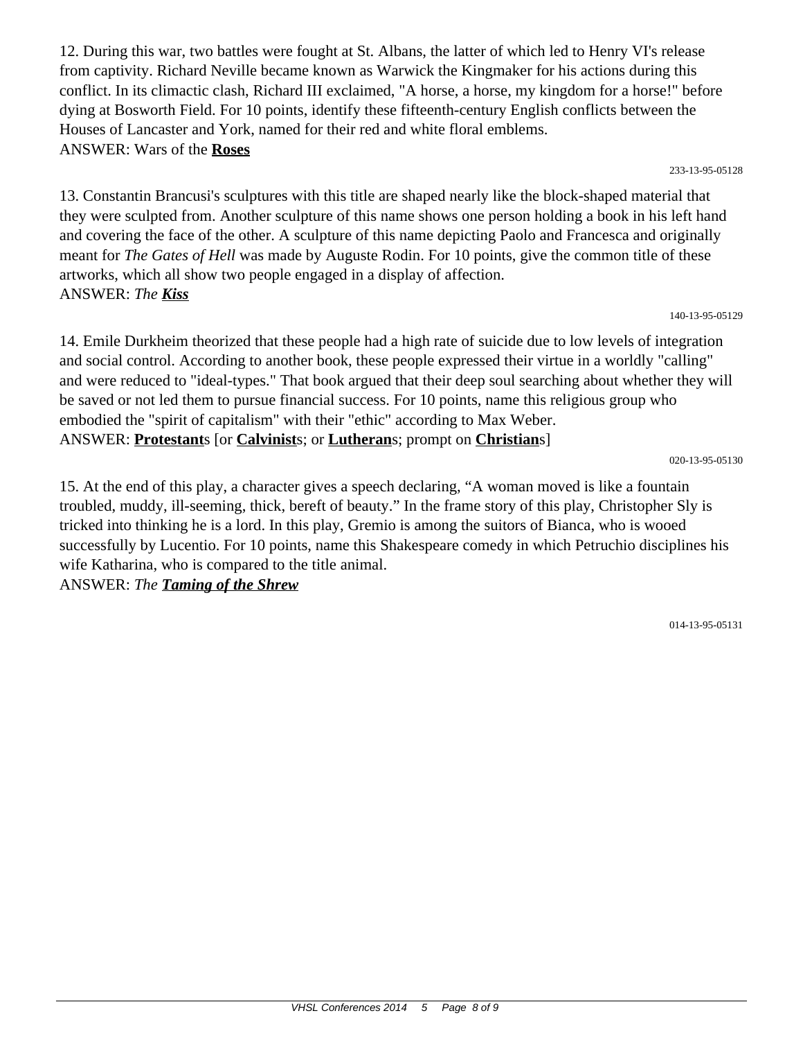12. During this war, two battles were fought at St. Albans, the latter of which led to Henry VI's release from captivity. Richard Neville became known as Warwick the Kingmaker for his actions during this conflict. In its climactic clash, Richard III exclaimed, "A horse, a horse, my kingdom for a horse!" before dying at Bosworth Field. For 10 points, identify these fifteenth-century English conflicts between the Houses of Lancaster and York, named for their red and white floral emblems.
ANSWER: Wars of the **<u>Roses</u>**

233-13-95-05128

13. Constantin Brancusi's sculptures with this title are shaped nearly like the block-shaped material that they were sculpted from. Another sculpture of this name shows one person holding a book in his left hand and covering the face of the other. A sculpture of this name depicting Paolo and Francesca and originally meant for *The Gates of Hell* was made by Auguste Rodin. For 10 points, give the common title of these artworks, which all show two people engaged in a display of affection.
ANSWER: *The* ***<u>Kiss</u>***

140-13-95-05129

14. Emile Durkheim theorized that these people had a high rate of suicide due to low levels of integration and social control. According to another book, these people expressed their virtue in a worldly "calling" and were reduced to "ideal-types." That book argued that their deep soul searching about whether they will be saved or not led them to pursue financial success. For 10 points, name this religious group who embodied the "spirit of capitalism" with their "ethic" according to Max Weber.
ANSWER: **<u>Protestant</u>**s [or **<u>Calvinist</u>**s; or **<u>Lutheran</u>**s; prompt on **<u>Christian</u>**s]

020-13-95-05130

15. At the end of this play, a character gives a speech declaring, “A woman moved is like a fountain troubled, muddy, ill-seeming, thick, bereft of beauty.” In the frame story of this play, Christopher Sly is tricked into thinking he is a lord. In this play, Gremio is among the suitors of Bianca, who is wooed successfully by Lucentio. For 10 points, name this Shakespeare comedy in which Petruchio disciplines his wife Katharina, who is compared to the title animal.
ANSWER: *The* ***<u>Taming of the Shrew</u>***

014-13-95-05131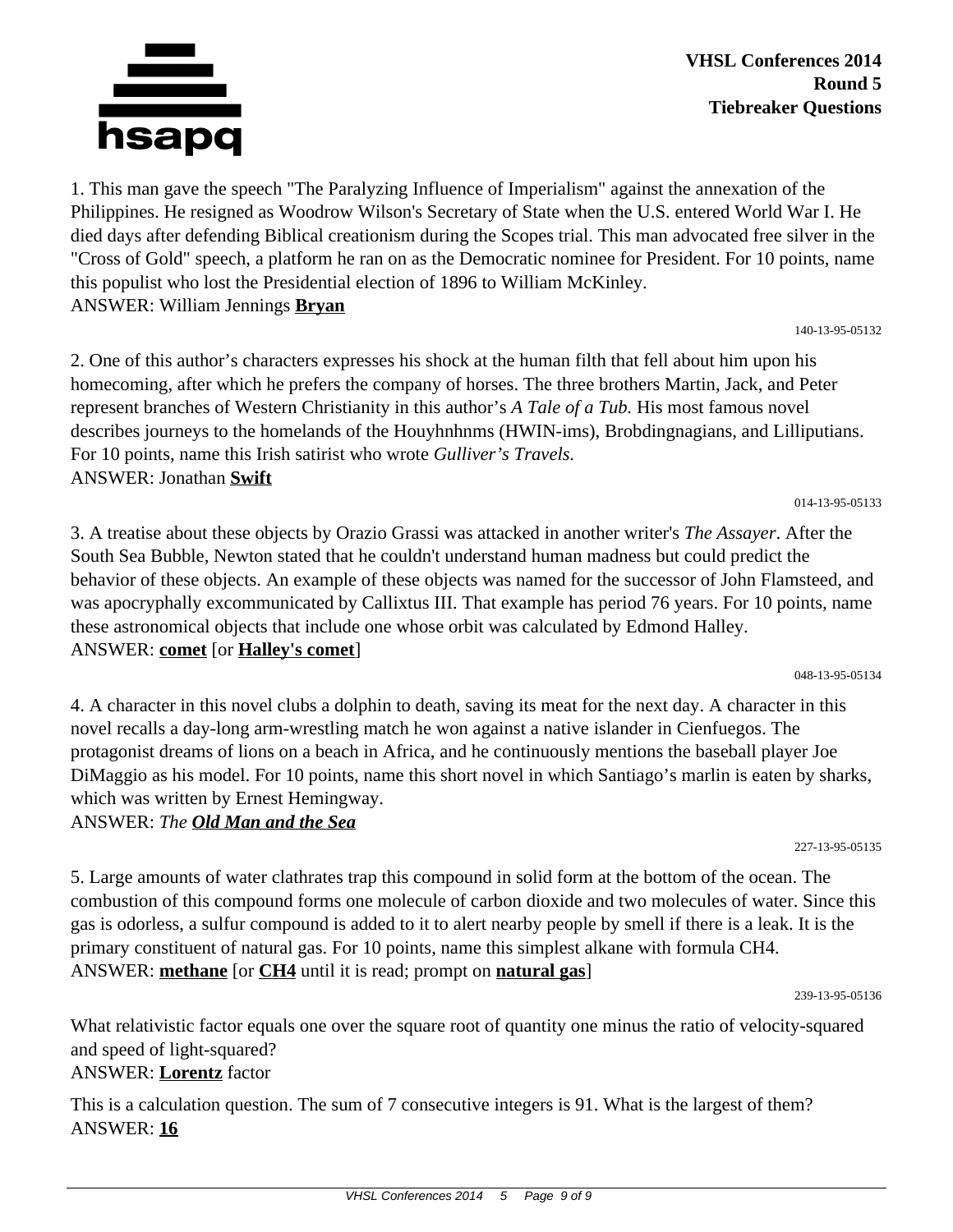**VHSL Conferences 2014**
**Round 5**
**Tiebreaker Questions**

1. This man gave the speech "The Paralyzing Influence of Imperialism" against the annexation of the Philippines. He resigned as Woodrow Wilson's Secretary of State when the U.S. entered World War I. He died days after defending Biblical creationism during the Scopes trial. This man advocated free silver in the "Cross of Gold" speech, a platform he ran on as the Democratic nominee for President. For 10 points, name this populist who lost the Presidential election of 1896 to William McKinley.
ANSWER: William Jennings **Bryan**

140-13-95-05132

2. One of this author's characters expresses his shock at the human filth that fell about him upon his homecoming, after which he prefers the company of horses. The three brothers Martin, Jack, and Peter represent branches of Western Christianity in this author's *A Tale of a Tub.* His most famous novel describes journeys to the homelands of the Houyhnhnms (HWIN-ims), Brobdingnagians, and Lilliputians. For 10 points, name this Irish satirist who wrote *Gulliver's Travels.*
ANSWER: Jonathan **Swift**

014-13-95-05133

3. A treatise about these objects by Orazio Grassi was attacked in another writer's *The Assayer*. After the South Sea Bubble, Newton stated that he couldn't understand human madness but could predict the behavior of these objects. An example of these objects was named for the successor of John Flamsteed, and was apocryphally excommunicated by Callixtus III. That example has period 76 years. For 10 points, name these astronomical objects that include one whose orbit was calculated by Edmond Halley.
ANSWER: **comet** [or **Halley's comet**]

048-13-95-05134

4. A character in this novel clubs a dolphin to death, saving its meat for the next day. A character in this novel recalls a day-long arm-wrestling match he won against a native islander in Cienfuegos. The protagonist dreams of lions on a beach in Africa, and he continuously mentions the baseball player Joe DiMaggio as his model. For 10 points, name this short novel in which Santiago's marlin is eaten by sharks, which was written by Ernest Hemingway.
ANSWER: *The **Old Man and the Sea***

227-13-95-05135

5. Large amounts of water clathrates trap this compound in solid form at the bottom of the ocean. The combustion of this compound forms one molecule of carbon dioxide and two molecules of water. Since this gas is odorless, a sulfur compound is added to it to alert nearby people by smell if there is a leak. It is the primary constituent of natural gas. For 10 points, name this simplest alkane with formula $CH_4$.
ANSWER: **methane** [or **$CH_4$** until it is read; prompt on **natural gas**]

239-13-95-05136

What relativistic factor equals one over the square root of quantity one minus the ratio of velocity-squared and speed of light-squared?
ANSWER: **Lorentz** factor

This is a calculation question. The sum of 7 consecutive integers is 91. What is the largest of them?
ANSWER: **16**